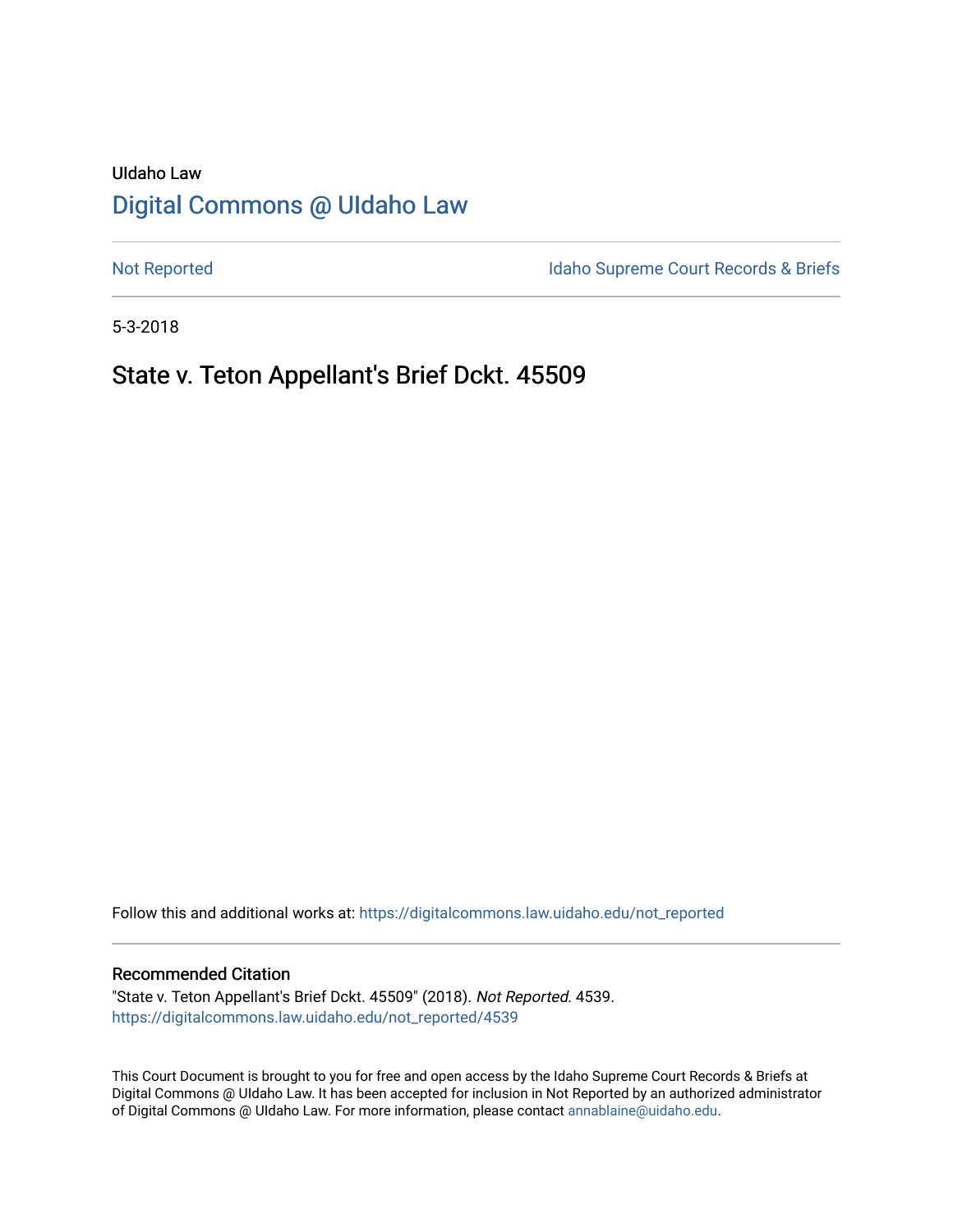UIdaho Law

# Digital Commons @ UIdaho Law

Not Reported

Idaho Supreme Court Records & Briefs

5-3-2018

## State v. Teton Appellant's Brief Dckt. 45509

Follow this and additional works at: https://digitalcommons.law.uidaho.edu/not_reported

### Recommended Citation

"State v. Teton Appellant's Brief Dckt. 45509" (2018). *Not Reported*. 4539.
https://digitalcommons.law.uidaho.edu/not_reported/4539

This Court Document is brought to you for free and open access by the Idaho Supreme Court Records & Briefs at Digital Commons @ UIdaho Law. It has been accepted for inclusion in Not Reported by an authorized administrator of Digital Commons @ UIdaho Law. For more information, please contact annablaine@uidaho.edu.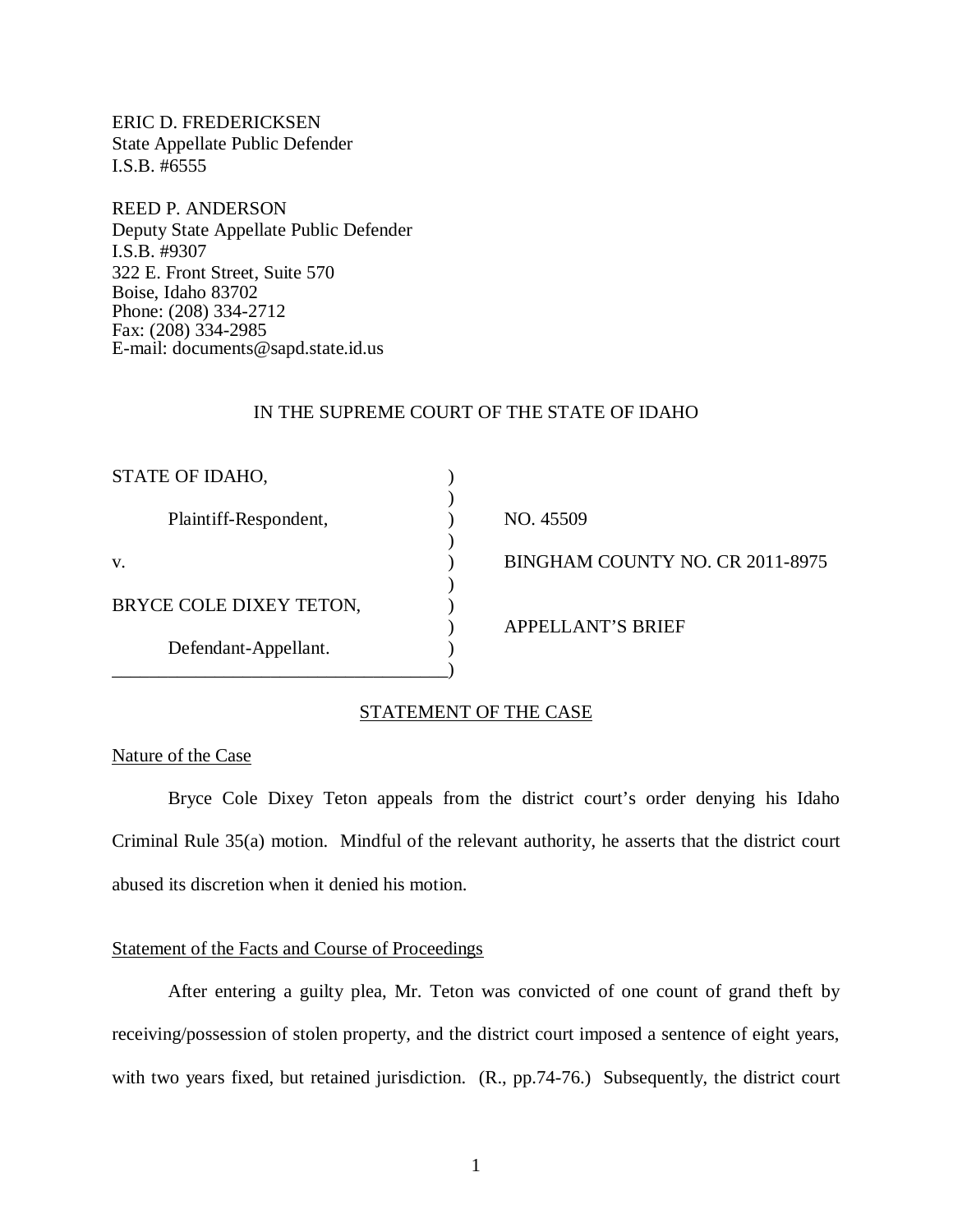ERIC D. FREDERICKSEN
State Appellate Public Defender
I.S.B. #6555

REED P. ANDERSON
Deputy State Appellate Public Defender
I.S.B. #9307
322 E. Front Street, Suite 570
Boise, Idaho 83702
Phone: (208) 334-2712
Fax: (208) 334-2985
E-mail: documents@sapd.state.id.us

IN THE SUPREME COURT OF THE STATE OF IDAHO

| | | |
|---|---|---|
| STATE OF IDAHO, | ) | |
| | ) | |
| Plaintiff-Respondent, | ) | NO. 45509 |
| | ) | |
| v. | ) | BINGHAM COUNTY NO. CR 2011-8975 |
| | ) | |
| BRYCE COLE DIXEY TETON, | ) | |
| | ) | APPELLANT'S BRIEF |
| Defendant-Appellant. | ) | |
| ___________________________________ | ) | |

## STATEMENT OF THE CASE

### Nature of the Case

Bryce Cole Dixey Teton appeals from the district court's order denying his Idaho Criminal Rule 35(a) motion. Mindful of the relevant authority, he asserts that the district court abused its discretion when it denied his motion.

### Statement of the Facts and Course of Proceedings

After entering a guilty plea, Mr. Teton was convicted of one count of grand theft by receiving/possession of stolen property, and the district court imposed a sentence of eight years, with two years fixed, but retained jurisdiction. (R., pp.74-76.) Subsequently, the district court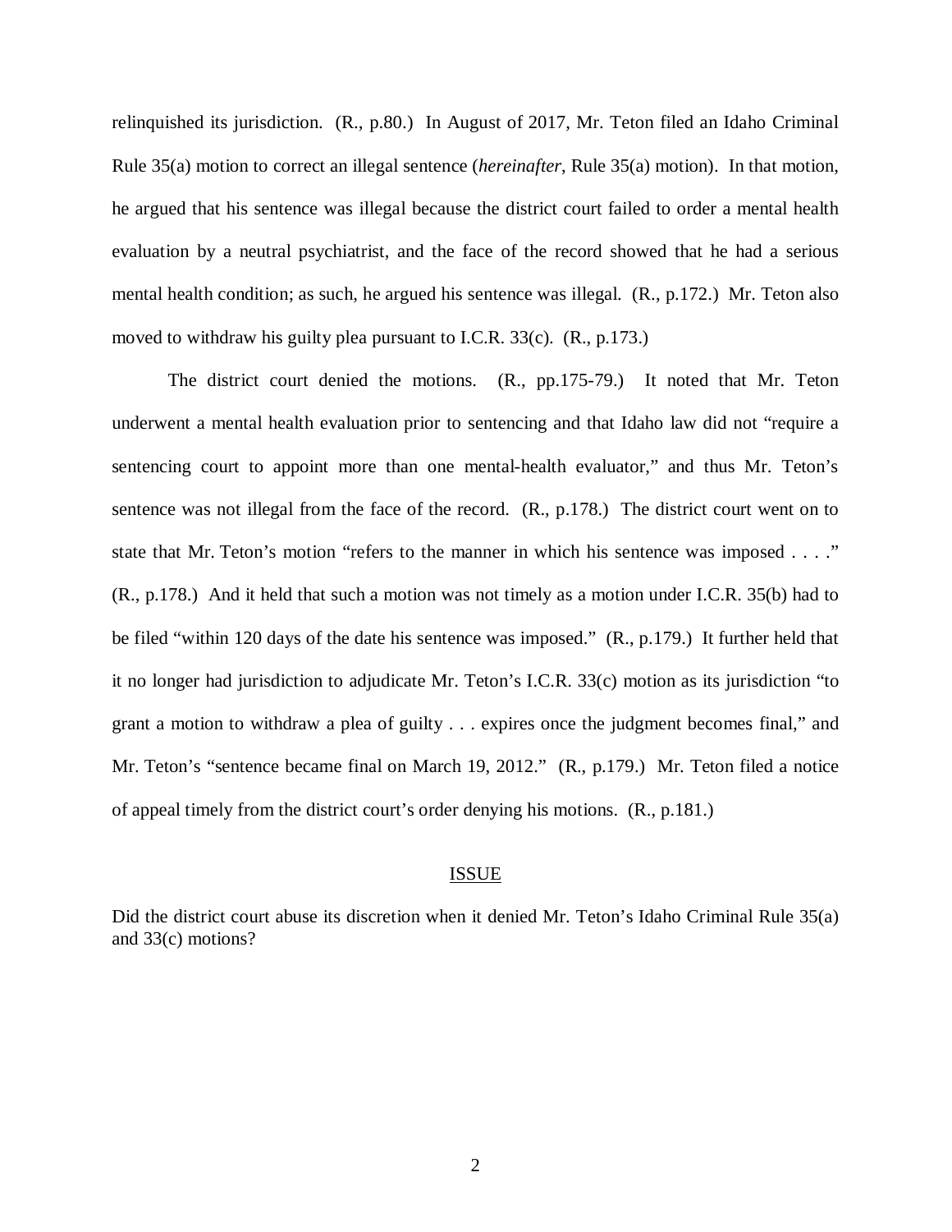relinquished its jurisdiction. (R., p.80.) In August of 2017, Mr. Teton filed an Idaho Criminal Rule 35(a) motion to correct an illegal sentence (*hereinafter*, Rule 35(a) motion). In that motion, he argued that his sentence was illegal because the district court failed to order a mental health evaluation by a neutral psychiatrist, and the face of the record showed that he had a serious mental health condition; as such, he argued his sentence was illegal. (R., p.172.) Mr. Teton also moved to withdraw his guilty plea pursuant to I.C.R. 33(c). (R., p.173.)

The district court denied the motions. (R., pp.175-79.) It noted that Mr. Teton underwent a mental health evaluation prior to sentencing and that Idaho law did not "require a sentencing court to appoint more than one mental-health evaluator," and thus Mr. Teton's sentence was not illegal from the face of the record. (R., p.178.) The district court went on to state that Mr. Teton's motion "refers to the manner in which his sentence was imposed . . . ." (R., p.178.) And it held that such a motion was not timely as a motion under I.C.R. 35(b) had to be filed "within 120 days of the date his sentence was imposed." (R., p.179.) It further held that it no longer had jurisdiction to adjudicate Mr. Teton's I.C.R. 33(c) motion as its jurisdiction "to grant a motion to withdraw a plea of guilty . . . expires once the judgment becomes final," and Mr. Teton's "sentence became final on March 19, 2012." (R., p.179.) Mr. Teton filed a notice of appeal timely from the district court's order denying his motions. (R., p.181.)

## ISSUE

Did the district court abuse its discretion when it denied Mr. Teton's Idaho Criminal Rule 35(a) and 33(c) motions?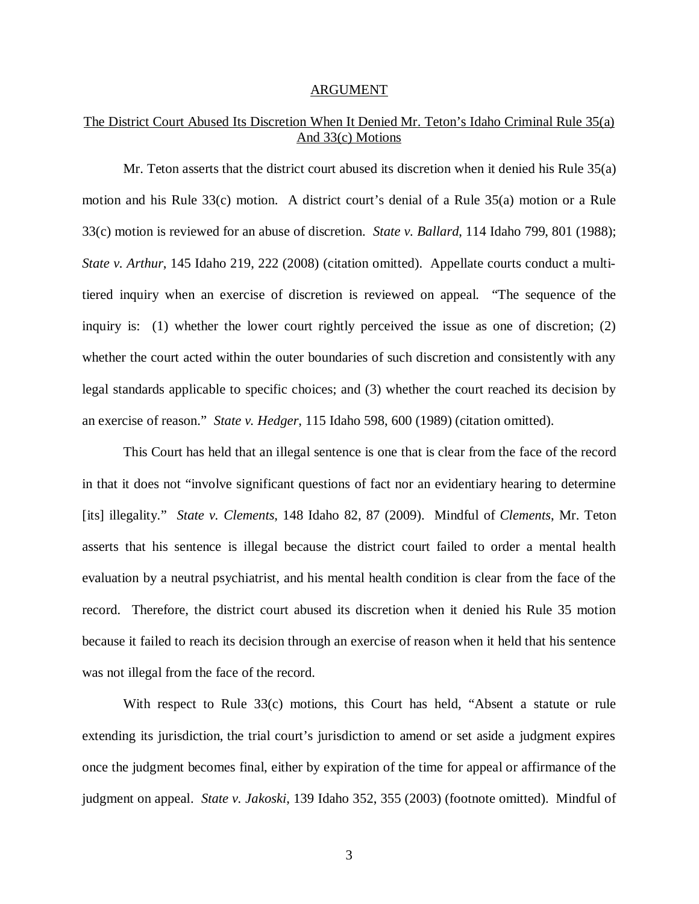## ARGUMENT

### The District Court Abused Its Discretion When It Denied Mr. Teton's Idaho Criminal Rule 35(a) And 33(c) Motions

Mr. Teton asserts that the district court abused its discretion when it denied his Rule 35(a) motion and his Rule 33(c) motion. A district court's denial of a Rule 35(a) motion or a Rule 33(c) motion is reviewed for an abuse of discretion. *State v. Ballard*, 114 Idaho 799, 801 (1988); *State v. Arthur*, 145 Idaho 219, 222 (2008) (citation omitted). Appellate courts conduct a multi-tiered inquiry when an exercise of discretion is reviewed on appeal. "The sequence of the inquiry is: (1) whether the lower court rightly perceived the issue as one of discretion; (2) whether the court acted within the outer boundaries of such discretion and consistently with any legal standards applicable to specific choices; and (3) whether the court reached its decision by an exercise of reason." *State v. Hedger*, 115 Idaho 598, 600 (1989) (citation omitted).

This Court has held that an illegal sentence is one that is clear from the face of the record in that it does not "involve significant questions of fact nor an evidentiary hearing to determine [its] illegality." *State v. Clements*, 148 Idaho 82, 87 (2009). Mindful of *Clements*, Mr. Teton asserts that his sentence is illegal because the district court failed to order a mental health evaluation by a neutral psychiatrist, and his mental health condition is clear from the face of the record. Therefore, the district court abused its discretion when it denied his Rule 35 motion because it failed to reach its decision through an exercise of reason when it held that his sentence was not illegal from the face of the record.

With respect to Rule 33(c) motions, this Court has held, "Absent a statute or rule extending its jurisdiction, the trial court's jurisdiction to amend or set aside a judgment expires once the judgment becomes final, either by expiration of the time for appeal or affirmance of the judgment on appeal. *State v. Jakoski*, 139 Idaho 352, 355 (2003) (footnote omitted). Mindful of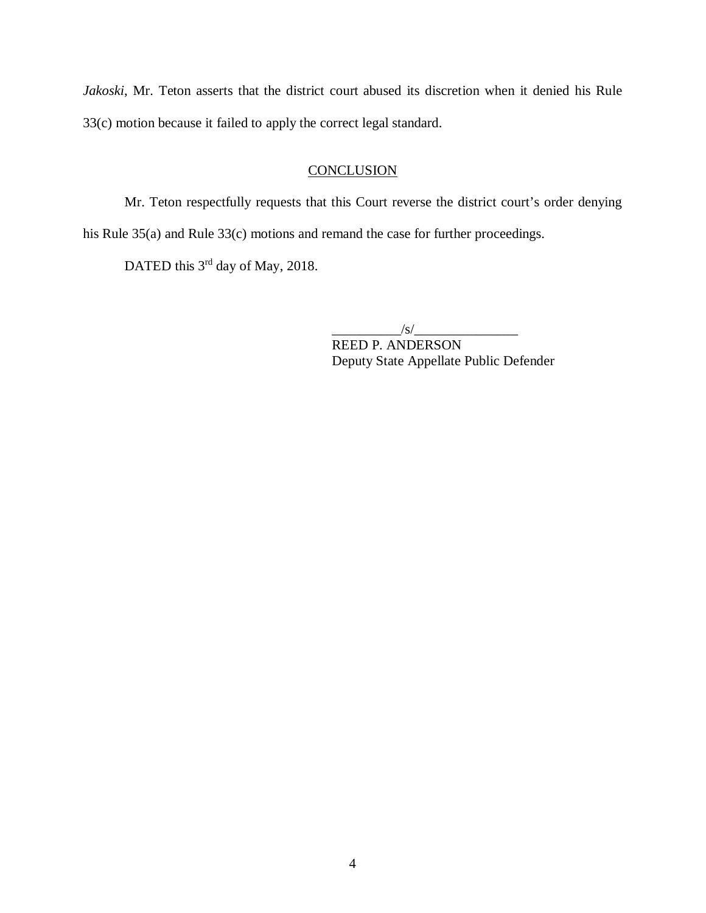*Jakoski*, Mr. Teton asserts that the district court abused its discretion when it denied his Rule 33(c) motion because it failed to apply the correct legal standard.

## CONCLUSION

Mr. Teton respectfully requests that this Court reverse the district court's order denying his Rule 35(a) and Rule 33(c) motions and remand the case for further proceedings.

DATED this 3rd day of May, 2018.

__________/s/_______________
REED P. ANDERSON
Deputy State Appellate Public Defender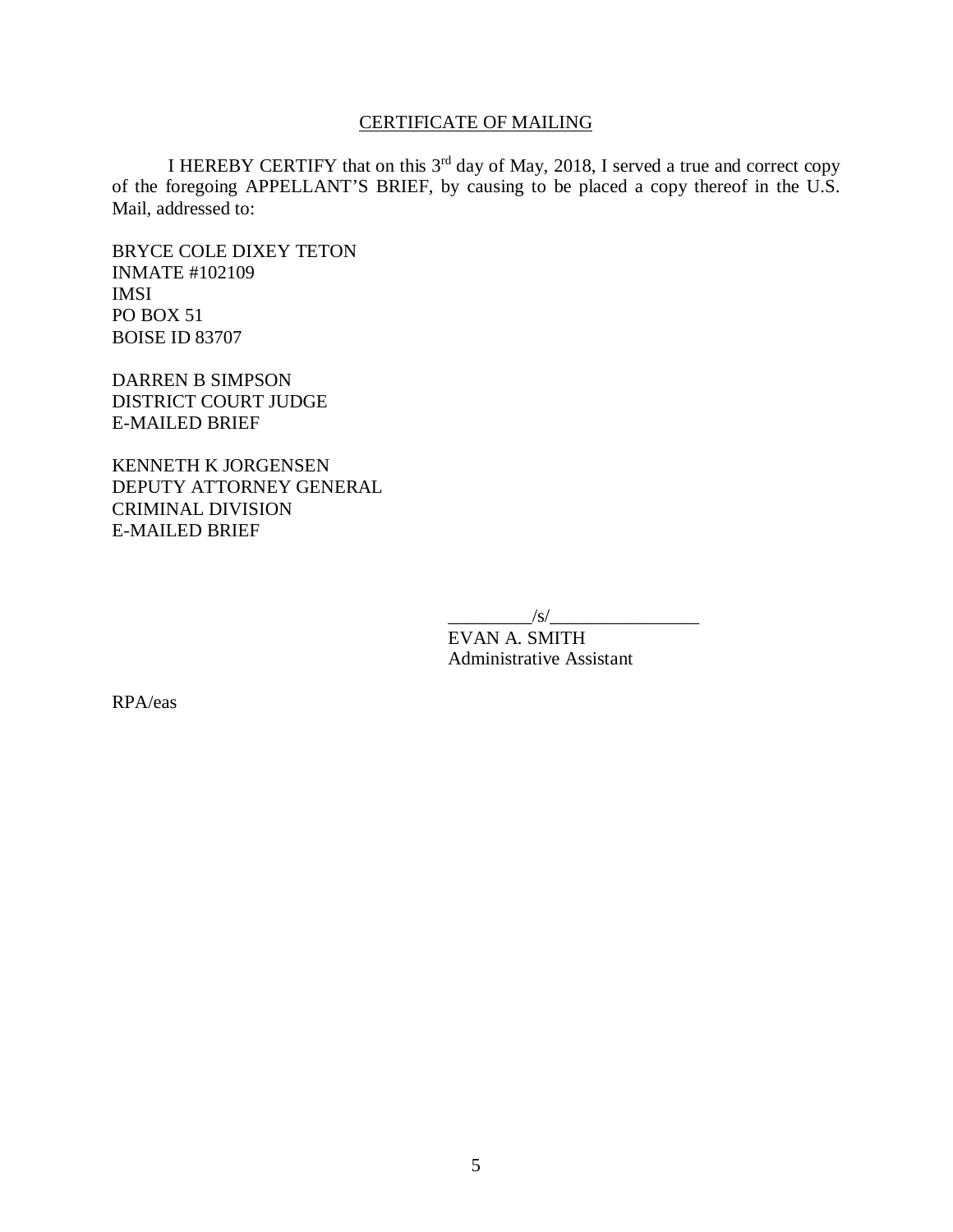<u>CERTIFICATE OF MAILING</u>

I HEREBY CERTIFY that on this 3rd day of May, 2018, I served a true and correct copy of the foregoing APPELLANT'S BRIEF, by causing to be placed a copy thereof in the U.S. Mail, addressed to:

BRYCE COLE DIXEY TETON
INMATE #102109
IMSI
PO BOX 51
BOISE ID 83707

DARREN B SIMPSON
DISTRICT COURT JUDGE
E-MAILED BRIEF

KENNETH K JORGENSEN
DEPUTY ATTORNEY GENERAL
CRIMINAL DIVISION
E-MAILED BRIEF

_________/s/________________
EVAN A. SMITH
Administrative Assistant

RPA/eas